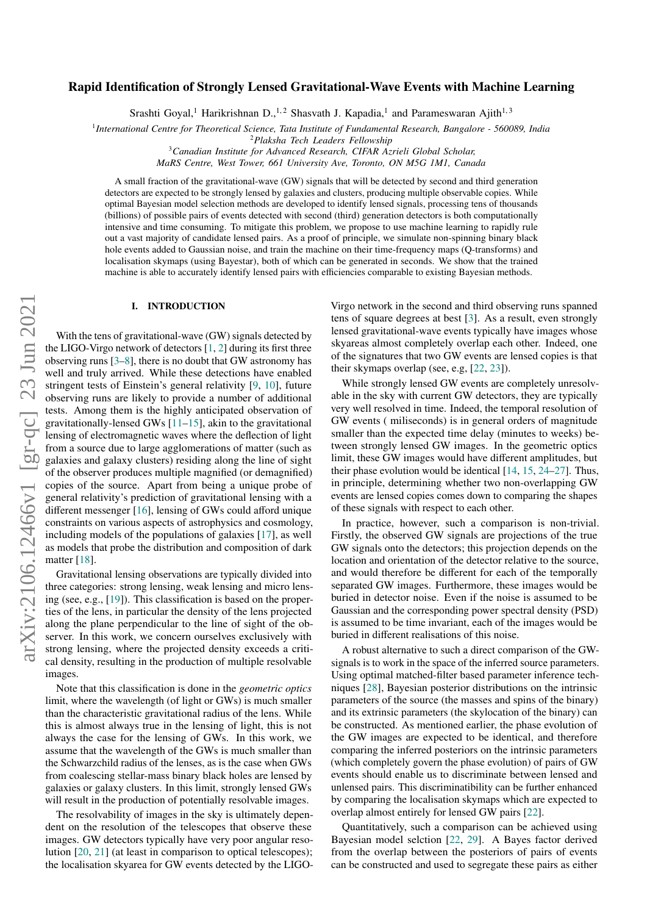# Rapid Identification of Strongly Lensed Gravitational-Wave Events with Machine Learning

Srashti Goyal,[1] Harikrishnan D.,[1,2] Shasvath J. Kapadia,[1] and Parameswaran Ajith[1,3]

[1]*International Centre for Theoretical Science, Tata Institute of Fundamental Research, Bangalore - 560089, India*
[2]*Plaksha Tech Leaders Fellowship*
[3]*Canadian Institute for Advanced Research, CIFAR Azrieli Global Scholar, MaRS Centre, West Tower, 661 University Ave, Toronto, ON M5G 1M1, Canada*

A small fraction of the gravitational-wave (GW) signals that will be detected by second and third generation detectors are expected to be strongly lensed by galaxies and clusters, producing multiple observable copies. While optimal Bayesian model selection methods are developed to identify lensed signals, processing tens of thousands (billions) of possible pairs of events detected with second (third) generation detectors is both computationally intensive and time consuming. To mitigate this problem, we propose to use machine learning to rapidly rule out a vast majority of candidate lensed pairs. As a proof of principle, we simulate non-spinning binary black hole events added to Gaussian noise, and train the machine on their time-frequency maps (Q-transforms) and localisation skymaps (using Bayestar), both of which can be generated in seconds. We show that the trained machine is able to accurately identify lensed pairs with efficiencies comparable to existing Bayesian methods.

## I. INTRODUCTION

With the tens of gravitational-wave (GW) signals detected by the LIGO-Virgo network of detectors [1, 2] during its first three observing runs [3–8], there is no doubt that GW astronomy has well and truly arrived. While these detections have enabled stringent tests of Einstein's general relativity [9, 10], future observing runs are likely to provide a number of additional tests. Among them is the highly anticipated observation of gravitationally-lensed GWs [11–15], akin to the gravitational lensing of electromagnetic waves where the deflection of light from a source due to large agglomerations of matter (such as galaxies and galaxy clusters) residing along the line of sight of the observer produces multiple magnified (or demagnified) copies of the source. Apart from being a unique probe of general relativity's prediction of gravitational lensing with a different messenger [16], lensing of GWs could afford unique constraints on various aspects of astrophysics and cosmology, including models of the populations of galaxies [17], as well as models that probe the distribution and composition of dark matter [18].

Gravitational lensing observations are typically divided into three categories: strong lensing, weak lensing and micro lensing (see, e.g., [19]). This classification is based on the properties of the lens, in particular the density of the lens projected along the plane perpendicular to the line of sight of the observer. In this work, we concern ourselves exclusively with strong lensing, where the projected density exceeds a critical density, resulting in the production of multiple resolvable images.

Note that this classification is done in the *geometric optics* limit, where the wavelength (of light or GWs) is much smaller than the characteristic gravitational radius of the lens. While this is almost always true in the lensing of light, this is not always the case for the lensing of GWs. In this work, we assume that the wavelength of the GWs is much smaller than the Schwarzchild radius of the lenses, as is the case when GWs from coalescing stellar-mass binary black holes are lensed by galaxies or galaxy clusters. In this limit, strongly lensed GWs will result in the production of potentially resolvable images.

The resolvability of images in the sky is ultimately dependent on the resolution of the telescopes that observe these images. GW detectors typically have very poor angular resolution [20, 21] (at least in comparison to optical telescopes); the localisation skyarea for GW events detected by the LIGO-Virgo network in the second and third observing runs spanned tens of square degrees at best [3]. As a result, even strongly lensed gravitational-wave events typically have images whose skyareas almost completely overlap each other. Indeed, one of the signatures that two GW events are lensed copies is that their skymaps overlap (see, e.g, [22, 23]).

While strongly lensed GW events are completely unresolvable in the sky with current GW detectors, they are typically very well resolved in time. Indeed, the temporal resolution of GW events ( miliseconds) is in general orders of magnitude smaller than the expected time delay (minutes to weeks) between strongly lensed GW images. In the geometric optics limit, these GW images would have different amplitudes, but their phase evolution would be identical [14, 15, 24–27]. Thus, in principle, determining whether two non-overlapping GW events are lensed copies comes down to comparing the shapes of these signals with respect to each other.

In practice, however, such a comparison is non-trivial. Firstly, the observed GW signals are projections of the true GW signals onto the detectors; this projection depends on the location and orientation of the detector relative to the source, and would therefore be different for each of the temporally separated GW images. Furthermore, these images would be buried in detector noise. Even if the noise is assumed to be Gaussian and the corresponding power spectral density (PSD) is assumed to be time invariant, each of the images would be buried in different realisations of this noise.

A robust alternative to such a direct comparison of the GW-signals is to work in the space of the inferred source parameters. Using optimal matched-filter based parameter inference techniques [28], Bayesian posterior distributions on the intrinsic parameters of the source (the masses and spins of the binary) and its extrinsic parameters (the skylocation of the binary) can be constructed. As mentioned earlier, the phase evolution of the GW images are expected to be identical, and therefore comparing the inferred posteriors on the intrinsic parameters (which completely govern the phase evolution) of pairs of GW events should enable us to discriminate between lensed and unlensed pairs. This discriminatibility can be further enhanced by comparing the localisation skymaps which are expected to overlap almost entirely for lensed GW pairs [22].

Quantitatively, such a comparison can be achieved using Bayesian model selction [22, 29]. A Bayes factor derived from the overlap between the posteriors of pairs of events can be constructed and used to segregate these pairs as either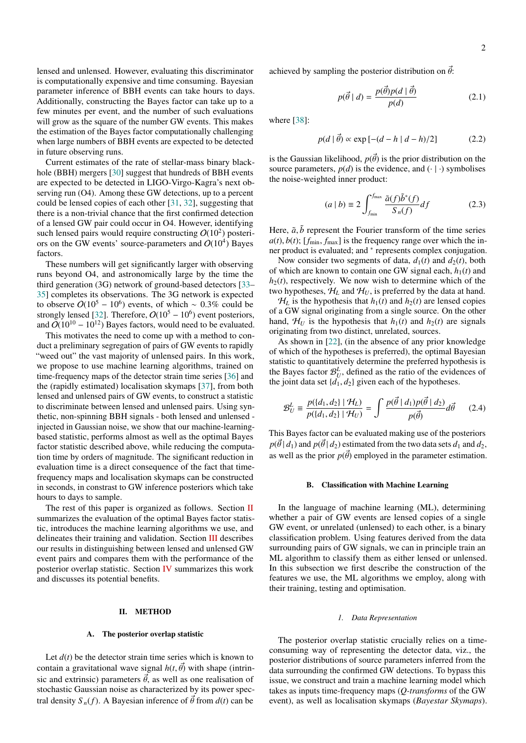lensed and unlensed. However, evaluating this discriminator is computationally expensive and time consuming. Bayesian parameter inference of BBH events can take hours to days. Additionally, constructing the Bayes factor can take up to a few minutes per event, and the number of such evaluations will grow as the square of the number GW events. This makes the estimation of the Bayes factor computationally challenging when large numbers of BBH events are expected to be detected in future observing runs.

Current estimates of the rate of stellar-mass binary black-hole (BBH) mergers [30] suggest that hundreds of BBH events are expected to be detected in LIGO-Virgo-Kagra's next observing run (O4). Among these GW detections, up to a percent could be lensed copies of each other [31, 32], suggesting that there is a non-trivial chance that the first confirmed detection of a lensed GW pair could occur in O4. However, identifying such lensed pairs would require constructing $O(10^2)$ posteriors on the GW events' source-parameters and $O(10^4)$ Bayes factors.

These numbers will get significantly larger with observing runs beyond O4, and astronomically large by the time the third generation (3G) network of ground-based detectors [33–35] completes its observations. The 3G network is expected to observe $O(10^5 - 10^6)$ events, of which $\sim 0.3\%$ could be strongly lensed [32]. Therefore, $O(10^5 - 10^6)$ event posteriors, and $O(10^{10} - 10^{12})$ Bayes factors, would need to be evaluated.

This motivates the need to come up with a method to conduct a preliminary segregation of pairs of GW events to rapidly "weed out" the vast majority of unlensed pairs. In this work, we propose to use machine learning algorithms, trained on time-frequency maps of the detector strain time series [36] and the (rapidly estimated) localisation skymaps [37], from both lensed and unlensed pairs of GW events, to construct a statistic to discriminate between lensed and unlensed pairs. Using synthetic, non-spinning BBH signals - both lensed and unlensed - injected in Gaussian noise, we show that our machine-learning-based statistic, performs almost as well as the optimal Bayes factor statistic described above, while reducing the computation time by orders of magnitude. The significant reduction in evaluation time is a direct consequence of the fact that time-frequency maps and localisation skymaps can be constructed in seconds, in constrast to GW inference posteriors which take hours to days to sample.

The rest of this paper is organized as follows. Section II summarizes the evaluation of the optimal Bayes factor statistic, introduces the machine learning algorithms we use, and delineates their training and validation. Section III describes our results in distinguishing between lensed and unlensed GW event pairs and compares them with the performance of the posterior overlap statistic. Section IV summarizes this work and discusses its potential benefits.

## II. METHOD

### A. The posterior overlap statistic

Let $d(t)$ be the detector strain time series which is known to contain a gravitational wave signal $h(t, \vec{\theta})$ with shape (intrinsic and extrinsic) parameters $\vec{\theta}$, as well as one realisation of stochastic Gaussian noise as characterized by its power spectral density $S_n(f)$. A Bayesian inference of $\vec{\theta}$ from $d(t)$ can be achieved by sampling the posterior distribution on $\vec{\theta}$:

$$p(\vec{\theta} \mid d) = \frac{p(\vec{\theta})p(d \mid \vec{\theta})}{p(d)} \tag{2.1}$$

where [38]:

$$p(d \mid \vec{\theta}) \propto \exp\left[-(d - h \mid d - h)/2\right] \tag{2.2}$$

is the Gaussian likelihood, $p(\vec{\theta})$ is the prior distribution on the source parameters, $p(d)$ is the evidence, and $(\cdot \mid \cdot)$ symbolises the noise-weighted inner product:

$$(a \mid b) \equiv 2 \int_{f_{\min}}^{f_{\max}} \frac{\tilde{a}(f)\tilde{b}^*(f)}{S_n(f)} df \tag{2.3}$$

Here, $\tilde{a}, \tilde{b}$ represent the Fourier transform of the time series $a(t), b(t)$; $[f_{\min}, f_{\max}]$ is the frequency range over which the inner product is evaluated; and $^*$ represents complex conjugation.

Now consider two segments of data, $d_1(t)$ and $d_2(t)$, both of which are known to contain one GW signal each, $h_1(t)$ and $h_2(t)$, respectively. We now wish to determine which of the two hypotheses, $\mathcal{H}_L$ and $\mathcal{H}_U$, is preferred by the data at hand.

$\mathcal{H}_L$ is the hypothesis that $h_1(t)$ and $h_2(t)$ are lensed copies of a GW signal originating from a single source. On the other hand, $\mathcal{H}_U$ is the hypothesis that $h_1(t)$ and $h_2(t)$ are signals originating from two distinct, unrelated, sources.

As shown in [22], (in the absence of any prior knowledge of which of the hypotheses is preferred), the optimal Bayesian statistic to quantitatively determine the preferred hypothesis is the Bayes factor $\mathcal{B}^L_U$, defined as the ratio of the evidences of the joint data set $\{d_1, d_2\}$ given each of the hypotheses.

$$\mathcal{B}^L_U \equiv \frac{p(\{d_1, d_2\} \mid \mathcal{H}_L)}{p(\{d_1, d_2\} \mid \mathcal{H}_U)} = \int \frac{p(\vec{\theta} \mid d_1)p(\vec{\theta} \mid d_2)}{p(\vec{\theta})} d\vec{\theta} \tag{2.4}$$

This Bayes factor can be evaluated making use of the posteriors $p(\vec{\theta} \mid d_1)$ and $p(\vec{\theta} \mid d_2)$ estimated from the two data sets $d_1$ and $d_2$, as well as the prior $p(\vec{\theta})$ employed in the parameter estimation.

### B. Classification with Machine Learning

In the language of machine learning (ML), determining whether a pair of GW events are lensed copies of a single GW event, or unrelated (unlensed) to each other, is a binary classification problem. Using features derived from the data surrounding pairs of GW signals, we can in principle train an ML algorithm to classify them as either lensed or unlensed. In this subsection we first describe the construction of the features we use, the ML algorithms we employ, along with their training, testing and optimisation.

#### 1. Data Representation

The posterior overlap statistic crucially relies on a time-consuming way of representing the detector data, viz., the posterior distributions of source parameters inferred from the data surrounding the confirmed GW detections. To bypass this issue, we construct and train a machine learning model which takes as inputs time-frequency maps (*Q-transforms* of the GW event), as well as localisation skymaps (*Bayestar Skymaps*).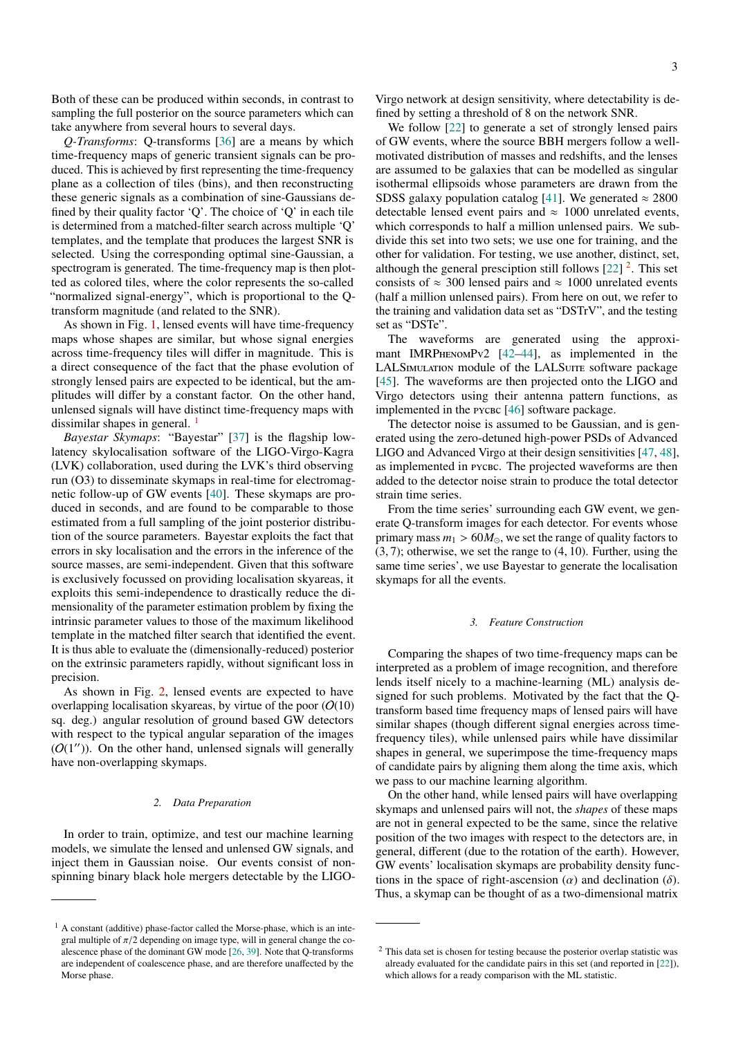Both of these can be produced within seconds, in contrast to sampling the full posterior on the source parameters which can take anywhere from several hours to several days.

*Q-Transforms*: Q-transforms [36] are a means by which time-frequency maps of generic transient signals can be produced. This is achieved by first representing the time-frequency plane as a collection of tiles (bins), and then reconstructing these generic signals as a combination of sine-Gaussians defined by their quality factor 'Q'. The choice of 'Q' in each tile is determined from a matched-filter search across multiple 'Q' templates, and the template that produces the largest SNR is selected. Using the corresponding optimal sine-Gaussian, a spectrogram is generated. The time-frequency map is then plotted as colored tiles, where the color represents the so-called "normalized signal-energy", which is proportional to the Q-transform magnitude (and related to the SNR).

As shown in Fig. 1, lensed events will have time-frequency maps whose shapes are similar, but whose signal energies across time-frequency tiles will differ in magnitude. This is a direct consequence of the fact that the phase evolution of strongly lensed pairs are expected to be identical, but the amplitudes will differ by a constant factor. On the other hand, unlensed signals will have distinct time-frequency maps with dissimilar shapes in general. [1]

*Bayestar Skymaps*: "Bayestar" [37] is the flagship low-latency skylocalisation software of the LIGO-Virgo-Kagra (LVK) collaboration, used during the LVK's third observing run (O3) to disseminate skymaps in real-time for electromagnetic follow-up of GW events [40]. These skymaps are produced in seconds, and are found to be comparable to those estimated from a full sampling of the joint posterior distribution of the source parameters. Bayestar exploits the fact that errors in sky localisation and the errors in the inference of the source masses, are semi-independent. Given that this software is exclusively focussed on providing localisation skyareas, it exploits this semi-independence to drastically reduce the dimensionality of the parameter estimation problem by fixing the intrinsic parameter values to those of the maximum likelihood template in the matched filter search that identified the event. It is thus able to evaluate the (dimensionally-reduced) posterior on the extrinsic parameters rapidly, without significant loss in precision.

As shown in Fig. 2, lensed events are expected to have overlapping localisation skyareas, by virtue of the poor ($O(10)$ sq. deg.) angular resolution of ground based GW detectors with respect to the typical angular separation of the images ($O(1'')$). On the other hand, unlensed signals will generally have non-overlapping skymaps.

### 2. Data Preparation

In order to train, optimize, and test our machine learning models, we simulate the lensed and unlensed GW signals, and inject them in Gaussian noise. Our events consist of non-spinning binary black hole mergers detectable by the LIGO-Virgo network at design sensitivity, where detectability is defined by setting a threshold of 8 on the network SNR.

We follow [22] to generate a set of strongly lensed pairs of GW events, where the source BBH mergers follow a well-motivated distribution of masses and redshifts, and the lenses are assumed to be galaxies that can be modelled as singular isothermal ellipsoids whose parameters are drawn from the SDSS galaxy population catalog [41]. We generated $\approx 2800$ detectable lensed event pairs and $\approx 1000$ unrelated events, which corresponds to half a million unlensed pairs. We subdivide this set into two sets; we use one for training, and the other for validation. For testing, we use another, distinct, set, although the general prescription still follows [22] [2]. This set consists of $\approx 300$ lensed pairs and $\approx 1000$ unrelated events (half a million unlensed pairs). From here on out, we refer to the training and validation data set as "DSTrV", and the testing set as "DSTe".

The waveforms are generated using the approximant IMRPhenomPv2 [42–44], as implemented in the LALSimulation module of the LALSuite software package [45]. The waveforms are then projected onto the LIGO and Virgo detectors using their antenna pattern functions, as implemented in the pycbc [46] software package.

The detector noise is assumed to be Gaussian, and is generated using the zero-detuned high-power PSDs of Advanced LIGO and Advanced Virgo at their design sensitivities [47, 48], as implemented in pycbc. The projected waveforms are then added to the detector noise strain to produce the total detector strain time series.

From the time series' surrounding each GW event, we generate Q-transform images for each detector. For events whose primary mass $m_1 > 60 M_\odot$, we set the range of quality factors to $(3, 7)$; otherwise, we set the range to $(4, 10)$. Further, using the same time series', we use Bayestar to generate the localisation skymaps for all the events.

### 3. Feature Construction

Comparing the shapes of two time-frequency maps can be interpreted as a problem of image recognition, and therefore lends itself nicely to a machine-learning (ML) analysis designed for such problems. Motivated by the fact that the Q-transform based time frequency maps of lensed pairs will have similar shapes (though different signal energies across time-frequency tiles), while unlensed pairs will have dissimilar shapes in general, we superimpose the time-frequency maps of candidate pairs by aligning them along the time axis, which we pass to our machine learning algorithm.

On the other hand, while lensed pairs will have overlapping skymaps and unlensed pairs will not, the *shapes* of these maps are not in general expected to be the same, since the relative position of the two images with respect to the detectors are, in general, different (due to the rotation of the earth). However, GW events' localisation skymaps are probability density functions in the space of right-ascension ($\alpha$) and declination ($\delta$). Thus, a skymap can be thought of as a two-dimensional matrix

---

[1] A constant (additive) phase-factor called the Morse-phase, which is an integral multiple of $\pi/2$ depending on image type, will in general change the coalescence phase of the dominant GW mode [26, 39]. Note that Q-transforms are independent of coalescence phase, and are therefore unaffected by the Morse phase.

[2] This data set is chosen for testing because the posterior overlap statistic was already evaluated for the candidate pairs in this set (and reported in [22]), which allows for a ready comparison with the ML statistic.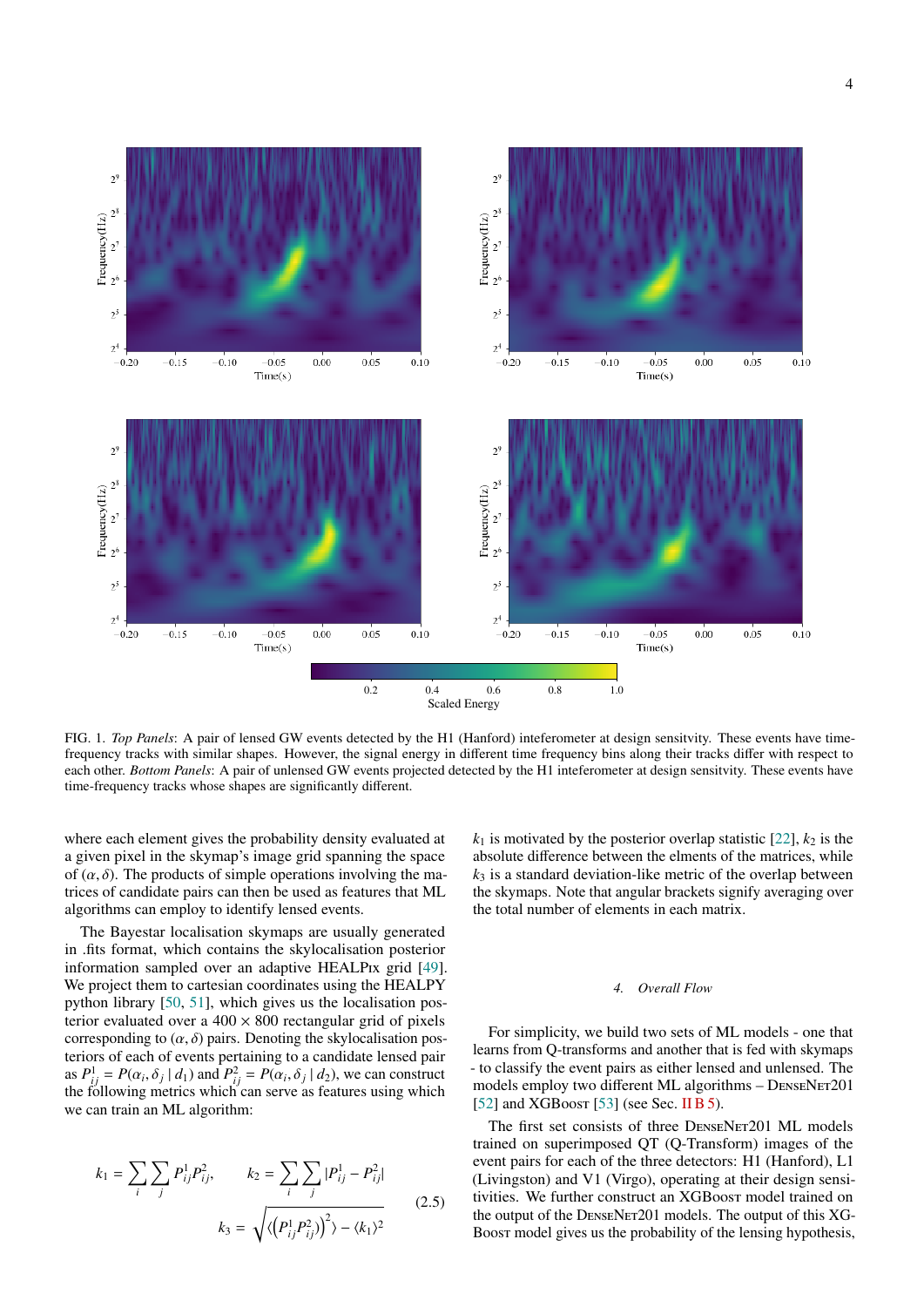FIG. 1. *Top Panels*: A pair of lensed GW events detected by the H1 (Hanford) inteferometer at design sensitvity. These events have time-frequency tracks with similar shapes. However, the signal energy in different time frequency bins along their tracks differ with respect to each other. *Bottom Panels*: A pair of unlensed GW events projected detected by the H1 inteferometer at design sensitvity. These events have time-frequency tracks whose shapes are significantly different.

where each element gives the probability density evaluated at a given pixel in the skymap's image grid spanning the space of $(\alpha, \delta)$. The products of simple operations involving the matrices of candidate pairs can then be used as features that ML algorithms can employ to identify lensed events.

The Bayestar localisation skymaps are usually generated in .fits format, which contains the skylocalisation posterior information sampled over an adaptive HEALPix grid [49]. We project them to cartesian coordinates using the HEALPY python library [50, 51], which gives us the localisation posterior evaluated over a $400 \times 800$ rectangular grid of pixels corresponding to $(\alpha, \delta)$ pairs. Denoting the skylocalisation posteriors of each of events pertaining to a candidate lensed pair as $P^1_{ij} = P(\alpha_i, \delta_j \mid d_1)$ and $P^2_{ij} = P(\alpha_i, \delta_j \mid d_2)$, we can construct the following metrics which can serve as features using which we can train an ML algorithm:

$$k_1 = \sum_i \sum_j P^1_{ij} P^2_{ij}, \qquad k_2 = \sum_i \sum_j |P^1_{ij} - P^2_{ij}|$$
$$k_3 = \sqrt{\langle \left(P^1_{ij} P^2_{ij}\right)^2 \rangle - \langle k_1 \rangle^2} \tag{2.5}$$

$k_1$ is motivated by the posterior overlap statistic [22], $k_2$ is the absolute difference between the elements of the matrices, while $k_3$ is a standard deviation-like metric of the overlap between the skymaps. Note that angular brackets signify averaging over the total number of elements in each matrix.

#### 4. Overall Flow

For simplicity, we build two sets of ML models - one that learns from Q-transforms and another that is fed with skymaps - to classify the event pairs as either lensed and unlensed. The models employ two different ML algorithms – DenseNet201 [52] and XGBoost [53] (see Sec. II B 5).

The first set consists of three DenseNet201 ML models trained on superimposed QT (Q-Transform) images of the event pairs for each of the three detectors: H1 (Hanford), L1 (Livingston) and V1 (Virgo), operating at their design sensitivities. We further construct an XGBoost model trained on the output of the DenseNet201 models. The output of this XGBoost model gives us the probability of the lensing hypothesis,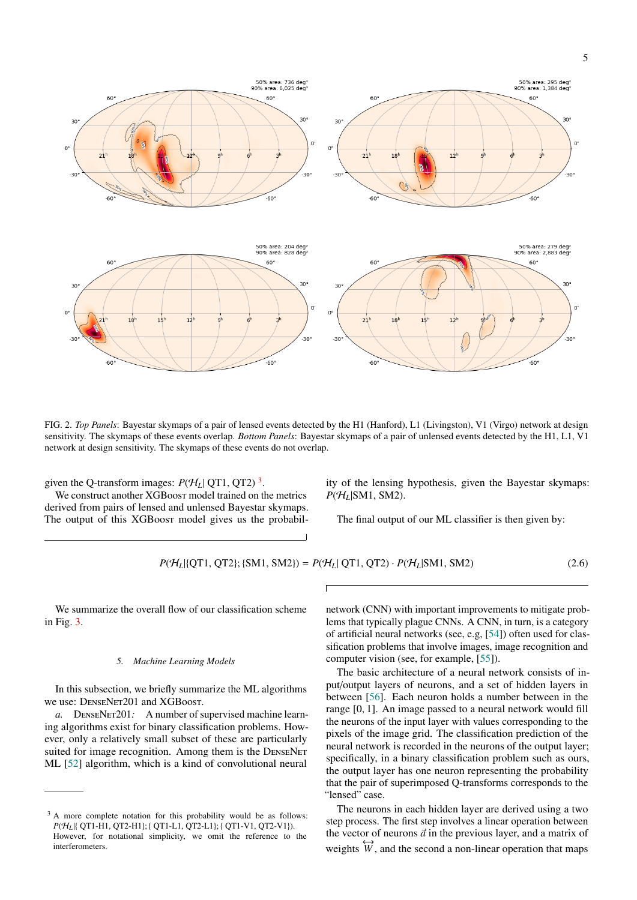FIG. 2. *Top Panels*: Bayestar skymaps of a pair of lensed events detected by the H1 (Hanford), L1 (Livingston), V1 (Virgo) network at design sensitivity. The skymaps of these events overlap. *Bottom Panels*: Bayestar skymaps of a pair of unlensed events detected by the H1, L1, V1 network at design sensitivity. The skymaps of these events do not overlap.

given the Q-transform images: $P(\mathcal{H}_L|$ QT1, QT2) [3].

We construct another XGBoost model trained on the metrics derived from pairs of lensed and unlensed Bayestar skymaps. The output of this XGBoost model gives us the probability of the lensing hypothesis, given the Bayestar skymaps: $P(\mathcal{H}_L|$SM1, SM2).

The final output of our ML classifier is then given by:

$$P(\mathcal{H}_L|\{\text{QT1, QT2}\}; \{\text{SM1, SM2}\}) = P(\mathcal{H}_L|\text{ QT1, QT2}) \cdot P(\mathcal{H}_L|\text{SM1, SM2}) \tag{2.6}$$

We summarize the overall flow of our classification scheme in Fig. 3.

#### *5. Machine Learning Models*

In this subsection, we briefly summarize the ML algorithms we use: DenseNet201 and XGBoost.

*a.* DenseNet201*:* A number of supervised machine learning algorithms exist for binary classification problems. However, only a relatively small subset of these are particularly suited for image recognition. Among them is the DenseNet ML [52] algorithm, which is a kind of convolutional neural network (CNN) with important improvements to mitigate problems that typically plague CNNs. A CNN, in turn, is a category of artificial neural networks (see, e.g, [54]) often used for classification problems that involve images, image recognition and computer vision (see, for example, [55]).

The basic architecture of a neural network consists of input/output layers of neurons, and a set of hidden layers in between [56]. Each neuron holds a number between in the range [0, 1]. An image passed to a neural network would fill the neurons of the input layer with values corresponding to the pixels of the image grid. The classification prediction of the neural network is recorded in the neurons of the output layer; specifically, in a binary classification problem such as ours, the output layer has one neuron representing the probability that the pair of superimposed Q-transforms corresponds to the "lensed" case.

The neurons in each hidden layer are derived using a two step process. The first step involves a linear operation between the vector of neurons $\vec{a}$ in the previous layer, and a matrix of weights $\overleftrightarrow{W}$, and the second a non-linear operation that maps

[3] A more complete notation for this probability would be as follows: $P(\mathcal{H}_L|$\{ QT1-H1, QT2-H1\}; \{ QT1-L1, QT2-L1\}; \{ QT1-V1, QT2-V1\}). However, for notational simplicity, we omit the reference to the interferometers.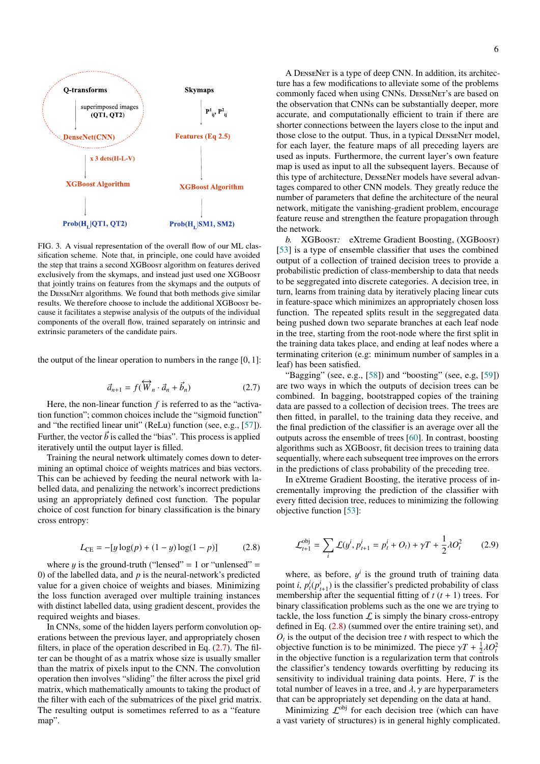FIG. 3. A visual representation of the overall flow of our ML classification scheme. Note that, in principle, one could have avoided the step that trains a second XGBoost algorithm on features derived exclusively from the skymaps, and instead just used one XGBoost that jointly trains on features from the skymaps and the outputs of the DenseNet algorithms. We found that both methods give similar results. We therefore chose to include the additional XGBoost because it facilitates a stepwise analysis of the outputs of the individual components of the overall flow, trained separately on intrinsic and extrinsic parameters of the candidate pairs.

the output of the linear operation to numbers in the range [0, 1]:

$$\vec{a}_{n+1} = f(\overleftrightarrow{W}_n \cdot \vec{a}_n + \vec{b}_n) \tag{2.7}$$

Here, the non-linear function $f$ is referred to as the "activation function"; common choices include the "sigmoid function" and "the rectified linear unit" (ReLu) function (see, e.g., [57]). Further, the vector $\vec{b}$ is called the "bias". This process is applied iteratively until the output layer is filled.

Training the neural network ultimately comes down to determining an optimal choice of weights matrices and bias vectors. This can be achieved by feeding the neural network with labelled data, and penalizing the network's incorrect predictions using an appropriately defined cost function. The popular choice of cost function for binary classification is the binary cross entropy:

$$L_{\rm CE} = -[y\log(p) + (1-y)\log(1-p)] \tag{2.8}$$

where $y$ is the ground-truth ("lensed" = 1 or "unlensed" = 0) of the labelled data, and $p$ is the neural-network's predicted value for a given choice of weights and biases. Minimizing the loss function averaged over multiple training instances with distinct labelled data, using gradient descent, provides the required weights and biases.

In CNNs, some of the hidden layers perform convolution operations between the previous layer, and appropriately chosen filters, in place of the operation described in Eq. (2.7). The filter can be thought of as a matrix whose size is usually smaller than the matrix of pixels input to the CNN. The convolution operation then involves "sliding" the filter across the pixel grid matrix, which mathematically amounts to taking the product of the filter with each of the submatrices of the pixel grid matrix. The resulting output is sometimes referred to as a "feature map".

A DenseNet is a type of deep CNN. In addition, its architecture has a few modifications to alleviate some of the problems commonly faced when using CNNs. DenseNet's are based on the observation that CNNs can be substantially deeper, more accurate, and computationally efficient to train if there are shorter connections between the layers close to the input and those close to the output. Thus, in a typical DenseNet model, for each layer, the feature maps of all preceding layers are used as inputs. Furthermore, the current layer's own feature map is used as input to all the subsequent layers. Because of this type of architecture, DenseNet models have several advantages compared to other CNN models. They greatly reduce the number of parameters that define the architecture of the neural network, mitigate the vanishing-gradient problem, encourage feature reuse and strengthen the feature propagation through the network.

*b. XGBoost:* eXtreme Gradient Boosting, (XGBoost) [53] is a type of ensemble classifier that uses the combined output of a collection of trained decision trees to provide a probabilistic prediction of class-membership to data that needs to be seggregated into discrete categories. A decision tree, in turn, learns from training data by iteratively placing linear cuts in feature-space which minimizes an appropriately chosen loss function. The repeated splits result in the seggregated data being pushed down two separate branches at each leaf node in the tree, starting from the root-node where the first split in the training data takes place, and ending at leaf nodes where a terminating criterion (e.g: minimum number of samples in a leaf) has been satisfied.

"Bagging" (see, e.g., [58]) and "boosting" (see, e.g, [59]) are two ways in which the outputs of decision trees can be combined. In bagging, bootstrapped copies of the training data are passed to a collection of decision trees. The trees are then fitted, in parallel, to the training data they receive, and the final prediction of the classifier is an average over all the outputs across the ensemble of trees [60]. In contrast, boosting algorithms such as XGBoost, fit decision trees to training data sequentially, where each subsequent tree improves on the errors in the predictions of class probability of the preceding tree.

In eXtreme Gradient Boosting, the iterative process of incrementally improving the prediction of the classifier with every fitted decision tree, reduces to minimizing the following objective function [53]:

$$\mathcal{L}^{\rm obj}_{t+1} = \sum_i \mathcal{L}(y^i, p^i_{t+1} = p^i_t + O_t) + \gamma T + \frac{1}{2}\lambda O_t^2 \tag{2.9}$$

where, as before, $y^i$ is the ground truth of training data point $i$, $p^i_t(p^i_{t+1})$ is the classifier's predicted probability of class membership after the sequential fitting of $t$ $(t+1)$ trees. For binary classification problems such as the one we are trying to tackle, the loss function $\mathcal{L}$ is simply the binary cross-entropy defined in Eq. (2.8) (summed over the entire training set), and $O_t$ is the output of the decision tree $t$ with respect to which the objective function is to be minimized. The piece $\gamma T + \frac{1}{2}\lambda O_t^2$ in the objective function is a regularization term that controls the classifier's tendency towards overfitting by reducing its sensitivity to individual training data points. Here, $T$ is the total number of leaves in a tree, and $\lambda, \gamma$ are hyperparameters that can be appropriately set depending on the data at hand.

Minimizing $\mathcal{L}^{\rm obj}$ for each decision tree (which can have a vast variety of structures) is in general highly complicated.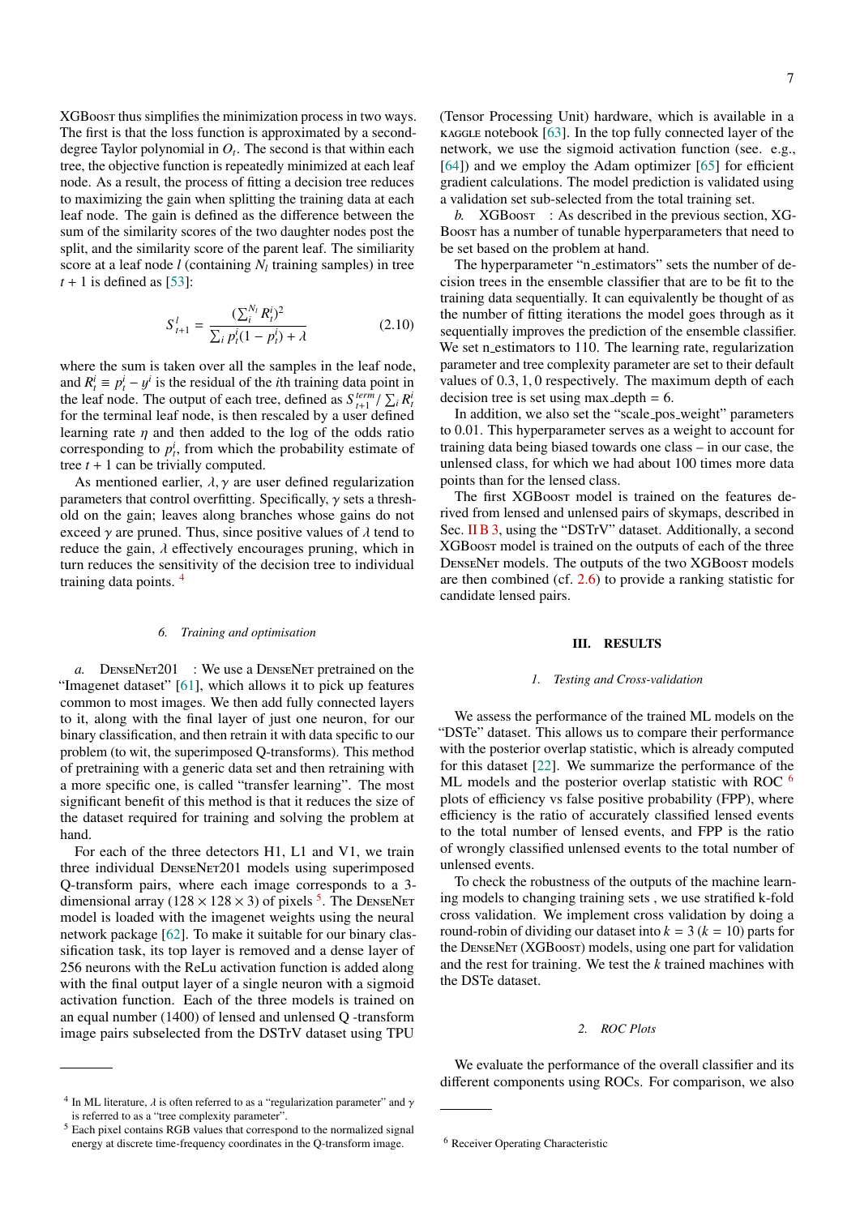XGBoost thus simplifies the minimization process in two ways. The first is that the loss function is approximated by a second-degree Taylor polynomial in $O_t$. The second is that within each tree, the objective function is repeatedly minimized at each leaf node. As a result, the process of fitting a decision tree reduces to maximizing the gain when splitting the training data at each leaf node. The gain is defined as the difference between the sum of the similarity scores of the two daughter nodes post the split, and the similarity score of the parent leaf. The similiarity score at a leaf node $l$ (containing $N_l$ training samples) in tree $t+1$ is defined as [53]:

$$S^l_{t+1} = \frac{(\sum_i^{N_l} R^i_t)^2}{\sum_i p^i_t(1-p^i_t) + \lambda} \tag{2.10}$$

where the sum is taken over all the samples in the leaf node, and $R^i_t \equiv p^i_t - y^i$ is the residual of the $i$th training data point in the leaf node. The output of each tree, defined as $S^{term}_{t+1} / \sum_i R^i_t$ for the terminal leaf node, is then rescaled by a user defined learning rate $\eta$ and then added to the log of the odds ratio corresponding to $p^i_t$, from which the probability estimate of tree $t+1$ can be trivially computed.

As mentioned earlier, $\lambda, \gamma$ are user defined regularization parameters that control overfitting. Specifically, $\gamma$ sets a threshold on the gain; leaves along branches whose gains do not exceed $\gamma$ are pruned. Thus, since positive values of $\lambda$ tend to reduce the gain, $\lambda$ effectively encourages pruning, which in turn reduces the sensitivity of the decision tree to individual training data points. [4]

### 6. Training and optimisation

*a.* DenseNet201 : We use a DenseNet pretrained on the "Imagenet dataset" [61], which allows it to pick up features common to most images. We then add fully connected layers to it, along with the final layer of just one neuron, for our binary classification, and then retrain it with data specific to our problem (to wit, the superimposed Q-transforms). This method of pretraining with a generic data set and then retraining with a more specific one, is called "transfer learning". The most significant benefit of this method is that it reduces the size of the dataset required for training and solving the problem at hand.

For each of the three detectors H1, L1 and V1, we train three individual DenseNet201 models using superimposed Q-transform pairs, where each image corresponds to a 3-dimensional array ($128 \times 128 \times 3$) of pixels [5]. The DenseNet model is loaded with the imagenet weights using the neural network package [62]. To make it suitable for our binary classification task, its top layer is removed and a dense layer of 256 neurons with the ReLu activation function is added along with the final output layer of a single neuron with a sigmoid activation function. Each of the three models is trained on an equal number (1400) of lensed and unlensed Q -transform image pairs subselected from the DSTrV dataset using TPU (Tensor Processing Unit) hardware, which is available in a kaggle notebook [63]. In the top fully connected layer of the network, we use the sigmoid activation function (see. e.g., [64]) and we employ the Adam optimizer [65] for efficient gradient calculations. The model prediction is validated using a validation set sub-selected from the total training set.

*b.* XGBoost : As described in the previous section, XGBoost has a number of tunable hyperparameters that need to be set based on the problem at hand.

The hyperparameter "n_estimators" sets the number of decision trees in the ensemble classifier that are to be fit to the training data sequentially. It can equivalently be thought of as the number of fitting iterations the model goes through as it sequentially improves the prediction of the ensemble classifier. We set n_estimators to 110. The learning rate, regularization parameter and tree complexity parameter are set to their default values of 0.3, 1, 0 respectively. The maximum depth of each decision tree is set using max_depth = 6.

In addition, we also set the "scale_pos_weight" parameters to 0.01. This hyperparameter serves as a weight to account for training data being biased towards one class – in our case, the unlensed class, for which we had about 100 times more data points than for the lensed class.

The first XGBoost model is trained on the features derived from lensed and unlensed pairs of skymaps, described in Sec. II B 3, using the "DSTrV" dataset. Additionally, a second XGBoost model is trained on the outputs of each of the three DenseNet models. The outputs of the two XGBoost models are then combined (cf. 2.6) to provide a ranking statistic for candidate lensed pairs.

## III. RESULTS

### 1. Testing and Cross-validation

We assess the performance of the trained ML models on the "DSTe" dataset. This allows us to compare their performance with the posterior overlap statistic, which is already computed for this dataset [22]. We summarize the performance of the ML models and the posterior overlap statistic with ROC [6] plots of efficiency vs false positive probability (FPP), where efficiency is the ratio of accurately classified lensed events to the total number of lensed events, and FPP is the ratio of wrongly classified unlensed events to the total number of unlensed events.

To check the robustness of the outputs of the machine learning models to changing training sets , we use stratified k-fold cross validation. We implement cross validation by doing a round-robin of dividing our dataset into $k=3$ ($k=10$) parts for the DenseNet (XGBoost) models, using one part for validation and the rest for training. We test the $k$ trained machines with the DSTe dataset.

### 2. ROC Plots

We evaluate the performance of the overall classifier and its different components using ROCs. For comparison, we also

---

[4] In ML literature, $\lambda$ is often referred to as a "regularization parameter" and $\gamma$ is referred to as a "tree complexity parameter".

[5] Each pixel contains RGB values that correspond to the normalized signal energy at discrete time-frequency coordinates in the Q-transform image.

[6] Receiver Operating Characteristic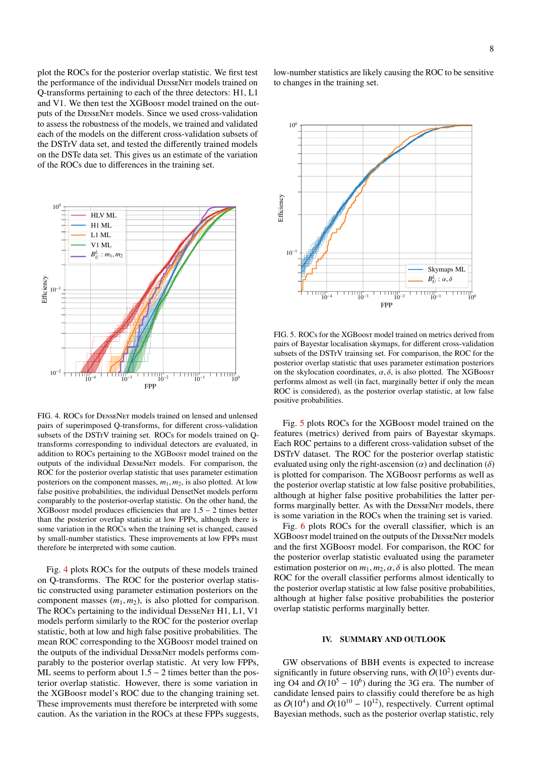plot the ROCs for the posterior overlap statistic. We first test the performance of the individual DenseNet models trained on Q-transforms pertaining to each of the three detectors: H1, L1 and V1. We then test the XGBoost model trained on the outputs of the DenseNet models. Since we used cross-validation to assess the robustness of the models, we trained and validated each of the models on the different cross-validation subsets of the DSTrV data set, and tested the differently trained models on the DSTe data set. This gives us an estimate of the variation of the ROCs due to differences in the training set.

FIG. 4. ROCs for DenseNet models trained on lensed and unlensed pairs of superimposed Q-transforms, for different cross-validation subsets of the DSTrV training set. ROCs for models trained on Q-transforms corresponding to individual detectors are evaluated, in addition to the ROC pertaining to the XGBoost model trained on the outputs of the individual DenseNet models. For comparison, the ROC for the posterior overlap statistic that uses parameter estimation posteriors on the component masses, $m_1, m_2$, is also plotted. At low false positive probabilities, the individual DensetNet models perform comparably to the posterior-overlap statistic. On the other hand, the XGBoost model produces efficiencies that are $1.5-2$ times better than the posterior overlap statistic at low FPPs, although there is some variation in the ROCs when the training set is changed, caused by small-number statistics. These improvements at low FPPs must therefore be interpreted with some caution.

Fig. 4 plots ROCs for the outputs of these models trained on Q-transforms. The ROC for the posterior overlap statistic constructed using parameter estimation posteriors on the component masses $(m_1, m_2)$, is also plotted for comparison. The ROCs pertaining to the individual DenseNet H1, L1, V1 models perform similarly to the ROC for the posterior overlap statistic, both at low and high false positive probabilities. The mean ROC corresponding to the XGBoost model trained on the outputs of the individual DenseNet models performs comparably to the posterior overlap statistic. At very low FPPs, ML seems to perform about $1.5-2$ times better than the posterior overlap statistic. However, there is some variation in the XGBoost model's ROC due to the changing training set. These improvements must therefore be interpreted with some caution. As the variation in the ROCs at these FPPs suggests, low-number statistics are likely causing the ROC to be sensitive to changes in the training set.

FIG. 5. ROCs for the XGBoost model trained on metrics derived from pairs of Bayestar localisation skymaps, for different cross-validation subsets of the DSTrV trainsing set. For comparison, the ROC for the posterior overlap statistic that uses parameter estimation posteriors on the skylocation coordinates, $\alpha, \delta$, is also plotted. The XGBoost performs almost as well (in fact, marginally better if only the mean ROC is considered), as the posterior overlap statistic, at low false positive probabilities.

Fig. 5 plots ROCs for the XGBoost model trained on the features (metrics) derived from pairs of Bayestar skymaps. Each ROC pertains to a different cross-validation subset of the DSTrV dataset. The ROC for the posterior overlap statistic evaluated using only the right-ascension $(\alpha)$ and declination $(\delta)$ is plotted for comparison. The XGBoost performs as well as the posterior overlap statistic at low false positive probabilities, although at higher false positive probabilities the latter performs marginally better. As with the DenseNet models, there is some variation in the ROCs when the training set is varied.

Fig. 6 plots ROCs for the overall classifier, which is an XGBoost model trained on the outputs of the DenseNet models and the first XGBoost model. For comparison, the ROC for the posterior overlap statistic evaluated using the parameter estimation posterior on $m_1, m_2, \alpha, \delta$ is also plotted. The mean ROC for the overall classifier performs almost identically to the posterior overlap statistic at low false positive probabilities, although at higher false positive probabilities the posterior overlap statistic performs marginally better.

## IV. SUMMARY AND OUTLOOK

GW observations of BBH events is expected to increase significantly in future observing runs, with $O(10^2)$ events during O4 and $O(10^5-10^6)$ during the 3G era. The number of candidate lensed pairs to classifiy could therefore be as high as $O(10^4)$ and $O(10^{10}-10^{12})$, respectively. Current optimal Bayesian methods, such as the posterior overlap statistic, rely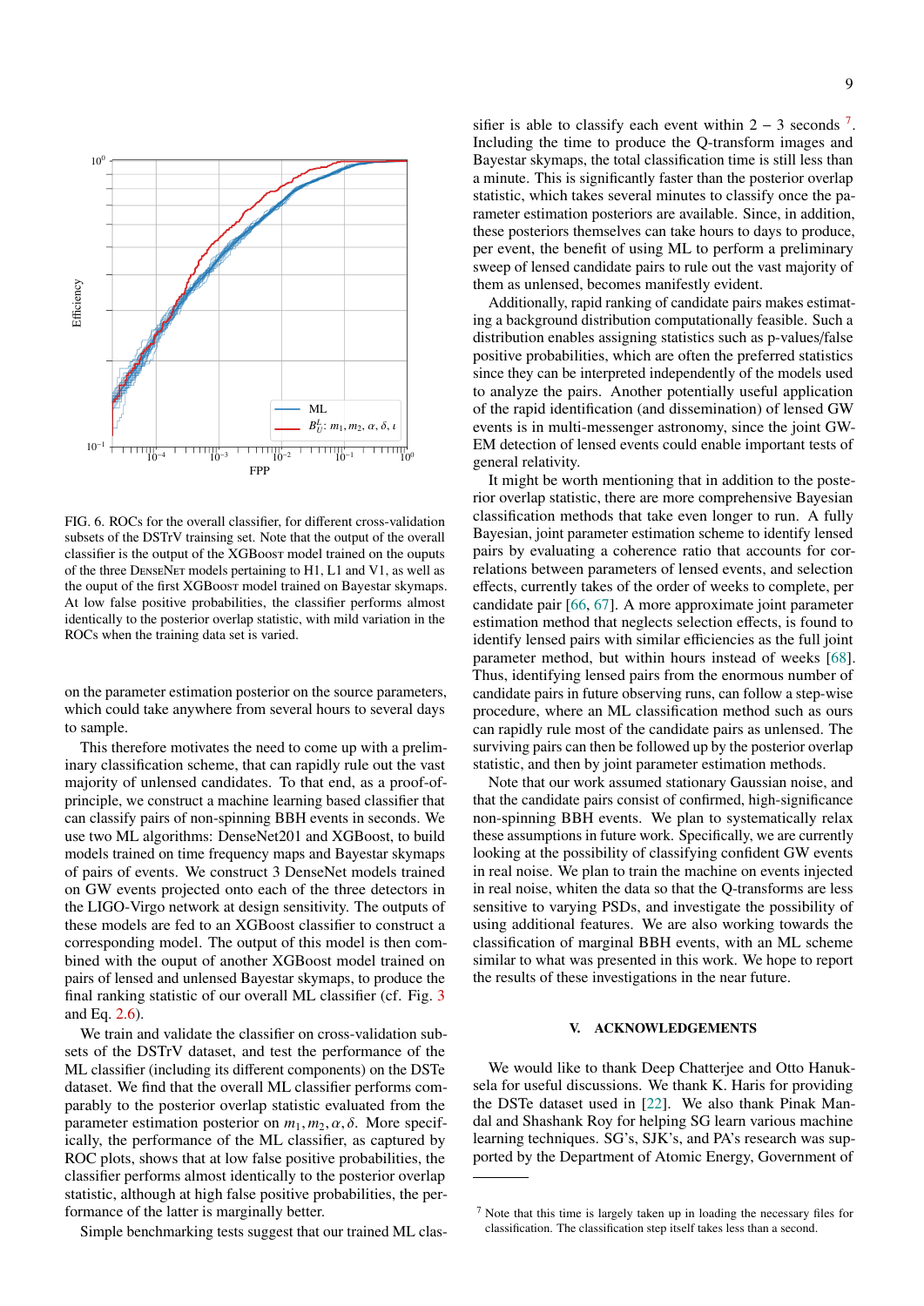FIG. 6. ROCs for the overall classifier, for different cross-validation subsets of the DSTrV trainsing set. Note that the output of the overall classifier is the output of the XGBoost model trained on the ouputs of the three DenseNet models pertaining to H1, L1 and V1, as well as the ouput of the first XGBoost model trained on Bayestar skymaps. At low false positive probabilities, the classifier performs almost identically to the posterior overlap statistic, with mild variation in the ROCs when the training data set is varied.

on the parameter estimation posterior on the source parameters, which could take anywhere from several hours to several days to sample.

This therefore motivates the need to come up with a preliminary classification scheme, that can rapidly rule out the vast majority of unlensed candidates. To that end, as a proof-of-principle, we construct a machine learning based classifier that can classify pairs of non-spinning BBH events in seconds. We use two ML algorithms: DenseNet201 and XGBoost, to build models trained on time frequency maps and Bayestar skymaps of pairs of events. We construct 3 DenseNet models trained on GW events projected onto each of the three detectors in the LIGO-Virgo network at design sensitivity. The outputs of these models are fed to an XGBoost classifier to construct a corresponding model. The output of this model is then combined with the ouput of another XGBoost model trained on pairs of lensed and unlensed Bayestar skymaps, to produce the final ranking statistic of our overall ML classifier (cf. Fig. 3 and Eq. 2.6).

We train and validate the classifier on cross-validation subsets of the DSTrV dataset, and test the performance of the ML classifier (including its different components) on the DSTe dataset. We find that the overall ML classifier performs comparably to the posterior overlap statistic evaluated from the parameter estimation posterior on $m_1, m_2, \alpha, \delta$. More specifically, the performance of the ML classifier, as captured by ROC plots, shows that at low false positive probabilities, the classifier performs almost identically to the posterior overlap statistic, although at high false positive probabilities, the performance of the latter is marginally better.

Simple benchmarking tests suggest that our trained ML classifier is able to classify each event within 2 – 3 seconds [7]. Including the time to produce the Q-transform images and Bayestar skymaps, the total classification time is still less than a minute. This is significantly faster than the posterior overlap statistic, which takes several minutes to classify once the parameter estimation posteriors are available. Since, in addition, these posteriors themselves can take hours to days to produce, per event, the benefit of using ML to perform a preliminary sweep of lensed candidate pairs to rule out the vast majority of them as unlensed, becomes manifestly evident.

Additionally, rapid ranking of candidate pairs makes estimating a background distribution computationally feasible. Such a distribution enables assigning statistics such as p-values/false positive probabilities, which are often the preferred statistics since they can be interpreted independently of the models used to analyze the pairs. Another potentially useful application of the rapid identification (and dissemination) of lensed GW events is in multi-messenger astronomy, since the joint GW-EM detection of lensed events could enable important tests of general relativity.

It might be worth mentioning that in addition to the posterior overlap statistic, there are more comprehensive Bayesian classification methods that take even longer to run. A fully Bayesian, joint parameter estimation scheme to identify lensed pairs by evaluating a coherence ratio that accounts for correlations between parameters of lensed events, and selection effects, currently takes of the order of weeks to complete, per candidate pair [66, 67]. A more approximate joint parameter estimation method that neglects selection effects, is found to identify lensed pairs with similar efficiencies as the full joint parameter method, but within hours instead of weeks [68]. Thus, identifying lensed pairs from the enormous number of candidate pairs in future observing runs, can follow a step-wise procedure, where an ML classification method such as ours can rapidly rule most of the candidate pairs as unlensed. The surviving pairs can then be followed up by the posterior overlap statistic, and then by joint parameter estimation methods.

Note that our work assumed stationary Gaussian noise, and that the candidate pairs consist of confirmed, high-significance non-spinning BBH events. We plan to systematically relax these assumptions in future work. Specifically, we are currently looking at the possibility of classifying confident GW events in real noise. We plan to train the machine on events injected in real noise, whiten the data so that the Q-transforms are less sensitive to varying PSDs, and investigate the possibility of using additional features. We are also working towards the classification of marginal BBH events, with an ML scheme similar to what was presented in this work. We hope to report the results of these investigations in the near future.

## V. ACKNOWLEDGEMENTS

We would like to thank Deep Chatterjee and Otto Hanuksela for useful discussions. We thank K. Haris for providing the DSTe dataset used in [22]. We also thank Pinak Mandal and Shashank Roy for helping SG learn various machine learning techniques. SG's, SJK's, and PA's research was supported by the Department of Atomic Energy, Government of

[7] Note that this time is largely taken up in loading the necessary files for classification. The classification step itself takes less than a second.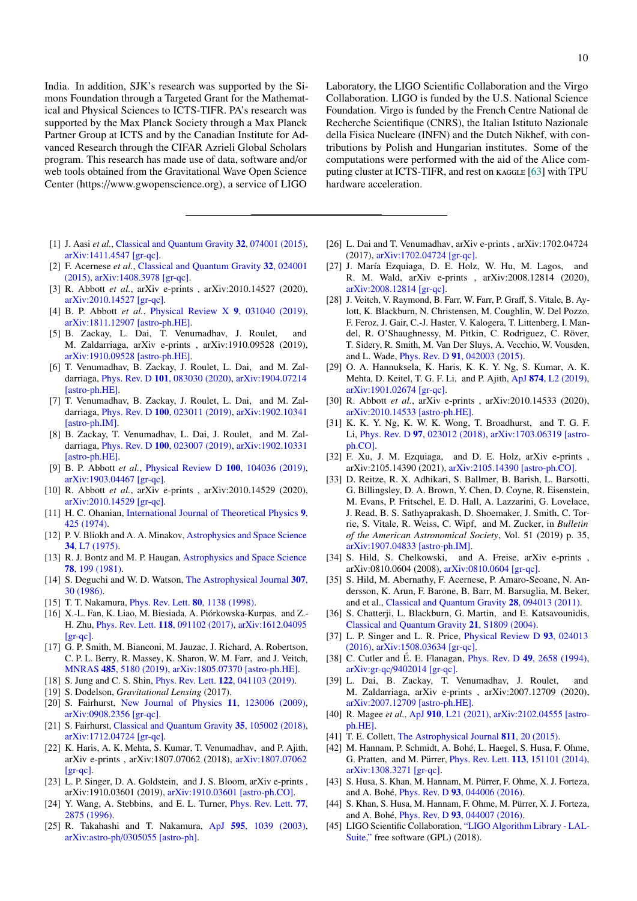India. In addition, SJK's research was supported by the Simons Foundation through a Targeted Grant for the Mathematical and Physical Sciences to ICTS-TIFR. PA's research was supported by the Max Planck Society through a Max Planck Partner Group at ICTS and by the Canadian Institute for Advanced Research through the CIFAR Azrieli Global Scholars program. This research has made use of data, software and/or web tools obtained from the Gravitational Wave Open Science Center (https://www.gwopenscience.org), a service of LIGO Laboratory, the LIGO Scientific Collaboration and the Virgo Collaboration. LIGO is funded by the U.S. National Science Foundation. Virgo is funded by the French Centre National de Recherche Scientifique (CNRS), the Italian Istituto Nazionale della Fisica Nucleare (INFN) and the Dutch Nikhef, with contributions by Polish and Hungarian institutes. Some of the computations were performed with the aid of the Alice computing cluster at ICTS-TIFR, and rest on KAGGLE [63] with TPU hardware acceleration.

---

[1] J. Aasi *et al.*, Classical and Quantum Gravity **32**, 074001 (2015), arXiv:1411.4547 [gr-qc].

[2] F. Acernese *et al.*, Classical and Quantum Gravity **32**, 024001 (2015), arXiv:1408.3978 [gr-qc].

[3] R. Abbott *et al.*, arXiv e-prints , arXiv:2010.14527 (2020), arXiv:2010.14527 [gr-qc].

[4] B. P. Abbott *et al.*, Physical Review X **9**, 031040 (2019), arXiv:1811.12907 [astro-ph.HE].

[5] B. Zackay, L. Dai, T. Venumadhav, J. Roulet, and M. Zaldarriaga, arXiv e-prints , arXiv:1910.09528 (2019), arXiv:1910.09528 [astro-ph.HE].

[6] T. Venumadhav, B. Zackay, J. Roulet, L. Dai, and M. Zaldarriaga, Phys. Rev. D **101**, 083030 (2020), arXiv:1904.07214 [astro-ph.HE].

[7] T. Venumadhav, B. Zackay, J. Roulet, L. Dai, and M. Zaldarriaga, Phys. Rev. D **100**, 023011 (2019), arXiv:1902.10341 [astro-ph.IM].

[8] B. Zackay, T. Venumadhav, L. Dai, J. Roulet, and M. Zaldarriaga, Phys. Rev. D **100**, 023007 (2019), arXiv:1902.10331 [astro-ph.HE].

[9] B. P. Abbott *et al.*, Physical Review D **100**, 104036 (2019), arXiv:1903.04467 [gr-qc].

[10] R. Abbott *et al.*, arXiv e-prints , arXiv:2010.14529 (2020), arXiv:2010.14529 [gr-qc].

[11] H. C. Ohanian, International Journal of Theoretical Physics **9**, 425 (1974).

[12] P. V. Bliokh and A. A. Minakov, Astrophysics and Space Science **34**, L7 (1975).

[13] R. J. Bontz and M. P. Haugan, Astrophysics and Space Science **78**, 199 (1981).

[14] S. Deguchi and W. D. Watson, The Astrophysical Journal **307**, 30 (1986).

[15] T. T. Nakamura, Phys. Rev. Lett. **80**, 1138 (1998).

[16] X.-L. Fan, K. Liao, M. Biesiada, A. Piórkowska-Kurpas, and Z.-H. Zhu, Phys. Rev. Lett. **118**, 091102 (2017), arXiv:1612.04095 [gr-qc].

[17] G. P. Smith, M. Bianconi, M. Jauzac, J. Richard, A. Robertson, C. P. L. Berry, R. Massey, K. Sharon, W. M. Farr, and J. Veitch, MNRAS **485**, 5180 (2019), arXiv:1805.07370 [astro-ph.HE].

[18] S. Jung and C. S. Shin, Phys. Rev. Lett. **122**, 041103 (2019).

[19] S. Dodelson, *Gravitational Lensing* (2017).

[20] S. Fairhurst, New Journal of Physics **11**, 123006 (2009), arXiv:0908.2356 [gr-qc].

[21] S. Fairhurst, Classical and Quantum Gravity **35**, 105002 (2018), arXiv:1712.04724 [gr-qc].

[22] K. Haris, A. K. Mehta, S. Kumar, T. Venumadhav, and P. Ajith, arXiv e-prints , arXiv:1807.07062 (2018), arXiv:1807.07062 [gr-qc].

[23] L. P. Singer, D. A. Goldstein, and J. S. Bloom, arXiv e-prints , arXiv:1910.03601 (2019), arXiv:1910.03601 [astro-ph.CO].

[24] Y. Wang, A. Stebbins, and E. L. Turner, Phys. Rev. Lett. **77**, 2875 (1996).

[25] R. Takahashi and T. Nakamura, ApJ **595**, 1039 (2003), arXiv:astro-ph/0305055 [astro-ph].

[26] L. Dai and T. Venumadhav, arXiv e-prints , arXiv:1702.04724 (2017), arXiv:1702.04724 [gr-qc].

[27] J. María Ezquiaga, D. E. Holz, W. Hu, M. Lagos, and R. M. Wald, arXiv e-prints , arXiv:2008.12814 (2020), arXiv:2008.12814 [gr-qc].

[28] J. Veitch, V. Raymond, B. Farr, W. Farr, P. Graff, S. Vitale, B. Aylott, K. Blackburn, N. Christensen, M. Coughlin, W. Del Pozzo, F. Feroz, J. Gair, C.-J. Haster, V. Kalogera, T. Littenberg, I. Mandel, R. O'Shaughnessy, M. Pitkin, C. Rodriguez, C. Röver, T. Sidery, R. Smith, M. Van Der Sluys, A. Vecchio, W. Vousden, and L. Wade, Phys. Rev. D **91**, 042003 (2015).

[29] O. A. Hannuksela, K. Haris, K. K. Y. Ng, S. Kumar, A. K. Mehta, D. Keitel, T. G. F. Li, and P. Ajith, ApJ **874**, L2 (2019), arXiv:1901.02674 [gr-qc].

[30] R. Abbott *et al.*, arXiv e-prints , arXiv:2010.14533 (2020), arXiv:2010.14533 [astro-ph.HE].

[31] K. K. Y. Ng, K. W. K. Wong, T. Broadhurst, and T. G. F. Li, Phys. Rev. D **97**, 023012 (2018), arXiv:1703.06319 [astro-ph.CO].

[32] F. Xu, J. M. Ezquiaga, and D. E. Holz, arXiv e-prints , arXiv:2105.14390 (2021), arXiv:2105.14390 [astro-ph.CO].

[33] D. Reitze, R. X. Adhikari, S. Ballmer, B. Barish, L. Barsotti, G. Billingsley, D. A. Brown, Y. Chen, D. Coyne, R. Eisenstein, M. Evans, P. Fritschel, E. D. Hall, A. Lazzarini, G. Lovelace, J. Read, B. S. Sathyaprakash, D. Shoemaker, J. Smith, C. Torrie, S. Vitale, R. Weiss, C. Wipf, and M. Zucker, in *Bulletin of the American Astronomical Society*, Vol. 51 (2019) p. 35, arXiv:1907.04833 [astro-ph.IM].

[34] S. Hild, S. Chelkowski, and A. Freise, arXiv e-prints , arXiv:0810.0604 (2008), arXiv:0810.0604 [gr-qc].

[35] S. Hild, M. Abernathy, F. Acernese, P. Amaro-Seoane, N. Andersson, K. Arun, F. Barone, B. Barr, M. Barsuglia, M. Beker, and et al., Classical and Quantum Gravity **28**, 094013 (2011).

[36] S. Chatterji, L. Blackburn, G. Martin, and E. Katsavounidis, Classical and Quantum Gravity **21**, S1809 (2004).

[37] L. P. Singer and L. R. Price, Physical Review D **93**, 024013 (2016), arXiv:1508.03634 [gr-qc].

[38] C. Cutler and É. E. Flanagan, Phys. Rev. D **49**, 2658 (1994), arXiv:gr-qc/9402014 [gr-qc].

[39] L. Dai, B. Zackay, T. Venumadhav, J. Roulet, and M. Zaldarriaga, arXiv e-prints , arXiv:2007.12709 (2020), arXiv:2007.12709 [astro-ph.HE].

[40] R. Magee *et al.*, ApJ **910**, L21 (2021), arXiv:2102.04555 [astro-ph.HE].

[41] T. E. Collett, The Astrophysical Journal **811**, 20 (2015).

[42] M. Hannam, P. Schmidt, A. Bohé, L. Haegel, S. Husa, F. Ohme, G. Pratten, and M. Pürrer, Phys. Rev. Lett. **113**, 151101 (2014), arXiv:1308.3271 [gr-qc].

[43] S. Husa, S. Khan, M. Hannam, M. Pürrer, F. Ohme, X. J. Forteza, and A. Bohé, Phys. Rev. D **93**, 044006 (2016).

[44] S. Khan, S. Husa, M. Hannam, F. Ohme, M. Pürrer, X. J. Forteza, and A. Bohé, Phys. Rev. D **93**, 044007 (2016).

[45] LIGO Scientific Collaboration, "LIGO Algorithm Library - LALSuite," free software (GPL) (2018).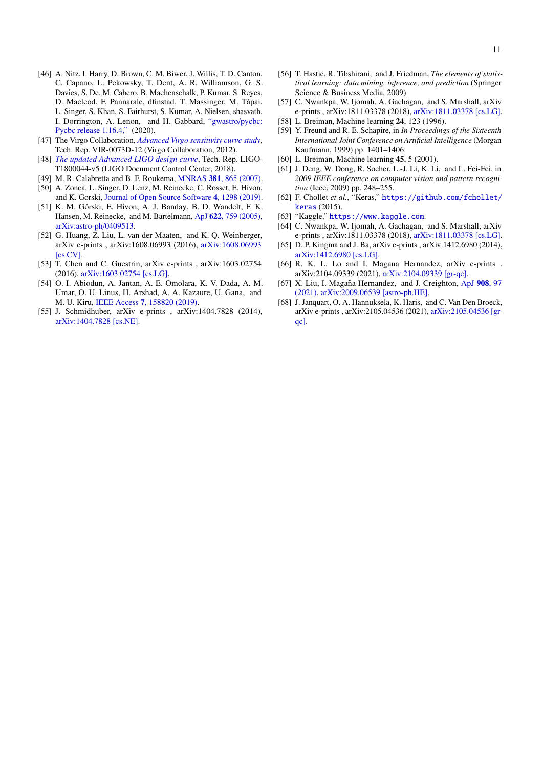[46] A. Nitz, I. Harry, D. Brown, C. M. Biwer, J. Willis, T. D. Canton, C. Capano, L. Pekowsky, T. Dent, A. R. Williamson, G. S. Davies, S. De, M. Cabero, B. Machenschalk, P. Kumar, S. Reyes, D. Macleod, F. Pannarale, dfinstad, T. Massinger, M. Tápai, L. Singer, S. Khan, S. Fairhurst, S. Kumar, A. Nielsen, shasvath, I. Dorrington, A. Lenon, and H. Gabbard, "gwastro/pycbc: Pycbc release 1.16.4," (2020).

[47] The Virgo Collaboration, *Advanced Virgo sensitivity curve study*, Tech. Rep. VIR-0073D-12 (Virgo Collaboration, 2012).

[48] *The updated Advanced LIGO design curve*, Tech. Rep. LIGO-T1800044-v5 (LIGO Document Control Center, 2018).

[49] M. R. Calabretta and B. F. Roukema, MNRAS **381**, 865 (2007).

[50] A. Zonca, L. Singer, D. Lenz, M. Reinecke, C. Rosset, E. Hivon, and K. Gorski, Journal of Open Source Software **4**, 1298 (2019).

[51] K. M. Górski, E. Hivon, A. J. Banday, B. D. Wandelt, F. K. Hansen, M. Reinecke, and M. Bartelmann, ApJ **622**, 759 (2005), arXiv:astro-ph/0409513.

[52] G. Huang, Z. Liu, L. van der Maaten, and K. Q. Weinberger, arXiv e-prints , arXiv:1608.06993 (2016), arXiv:1608.06993 [cs.CV].

[53] T. Chen and C. Guestrin, arXiv e-prints , arXiv:1603.02754 (2016), arXiv:1603.02754 [cs.LG].

[54] O. I. Abiodun, A. Jantan, A. E. Omolara, K. V. Dada, A. M. Umar, O. U. Linus, H. Arshad, A. A. Kazaure, U. Gana, and M. U. Kiru, IEEE Access **7**, 158820 (2019).

[55] J. Schmidhuber, arXiv e-prints , arXiv:1404.7828 (2014), arXiv:1404.7828 [cs.NE].

[56] T. Hastie, R. Tibshirani, and J. Friedman, *The elements of statistical learning: data mining, inference, and prediction* (Springer Science & Business Media, 2009).

[57] C. Nwankpa, W. Ijomah, A. Gachagan, and S. Marshall, arXiv e-prints , arXiv:1811.03378 (2018), arXiv:1811.03378 [cs.LG].

[58] L. Breiman, Machine learning **24**, 123 (1996).

[59] Y. Freund and R. E. Schapire, in *In Proceedings of the Sixteenth International Joint Conference on Artificial Intelligence* (Morgan Kaufmann, 1999) pp. 1401–1406.

[60] L. Breiman, Machine learning **45**, 5 (2001).

[61] J. Deng, W. Dong, R. Socher, L.-J. Li, K. Li, and L. Fei-Fei, in *2009 IEEE conference on computer vision and pattern recognition* (Ieee, 2009) pp. 248–255.

[62] F. Chollet *et al.*, "Keras," `https://github.com/fchollet/keras` (2015).

[63] "Kaggle," `https://www.kaggle.com`.

[64] C. Nwankpa, W. Ijomah, A. Gachagan, and S. Marshall, arXiv e-prints , arXiv:1811.03378 (2018), arXiv:1811.03378 [cs.LG].

[65] D. P. Kingma and J. Ba, arXiv e-prints , arXiv:1412.6980 (2014), arXiv:1412.6980 [cs.LG].

[66] R. K. L. Lo and I. Magana Hernandez, arXiv e-prints , arXiv:2104.09339 (2021), arXiv:2104.09339 [gr-qc].

[67] X. Liu, I. Magaña Hernandez, and J. Creighton, ApJ **908**, 97 (2021), arXiv:2009.06539 [astro-ph.HE].

[68] J. Janquart, O. A. Hannuksela, K. Haris, and C. Van Den Broeck, arXiv e-prints , arXiv:2105.04536 (2021), arXiv:2105.04536 [gr-qc].